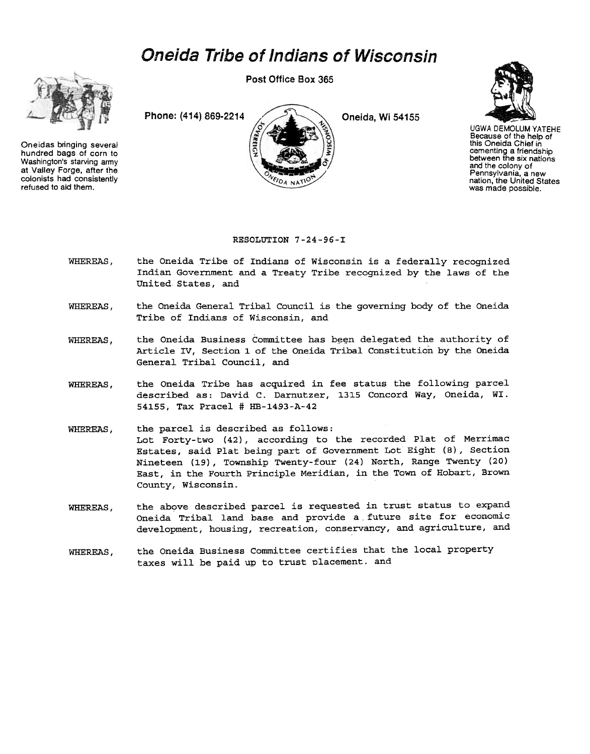# *Oneida Tribe of Indians of Wisconsin*

Post Office Box 365

Phone: (414) 869-2214

Oneida, Wi 54155

Oneidas bringing several hundred bags of corn to Washington's starving army at Valley Forge, after the colonists had consistently refused to aid them.

UGWA DEMOLUM YATEHE
Because of the help of this Oneida Chief in cementing a friendship between the six nations and the colony of Pennsylvania, a new nation, the United States was made possible.

RESOLUTION 7-24-96-I

WHEREAS, the Oneida Tribe of Indians of Wisconsin is a federally recognized Indian Government and a Treaty Tribe recognized by the laws of the United States, and

WHEREAS, the Oneida General Tribal Council is the governing body of the Oneida Tribe of Indians of Wisconsin, and

WHEREAS, the Oneida Business Committee has been delegated the authority of Article IV, Section 1 of the Oneida Tribal Constitution by the Oneida General Tribal Council, and

WHEREAS, the Oneida Tribe has acquired in fee status the following parcel described as: David C. Darnutzer, 1315 Concord Way, Oneida, WI. 54155, Tax Pracel # HB-1493-A-42

WHEREAS, the parcel is described as follows:
Lot Forty-two (42), according to the recorded Plat of Merrimac Estates, said Plat being part of Government Lot Eight (8), Section Nineteen (19), Township Twenty-four (24) North, Range Twenty (20) East, in the Fourth Principle Meridian, in the Town of Hobart, Brown County, Wisconsin.

WHEREAS, the above described parcel is requested in trust status to expand Oneida Tribal land base and provide a future site for economic development, housing, recreation, conservancy, and agriculture, and

WHEREAS, the Oneida Business Committee certifies that the local property taxes will be paid up to trust placement, and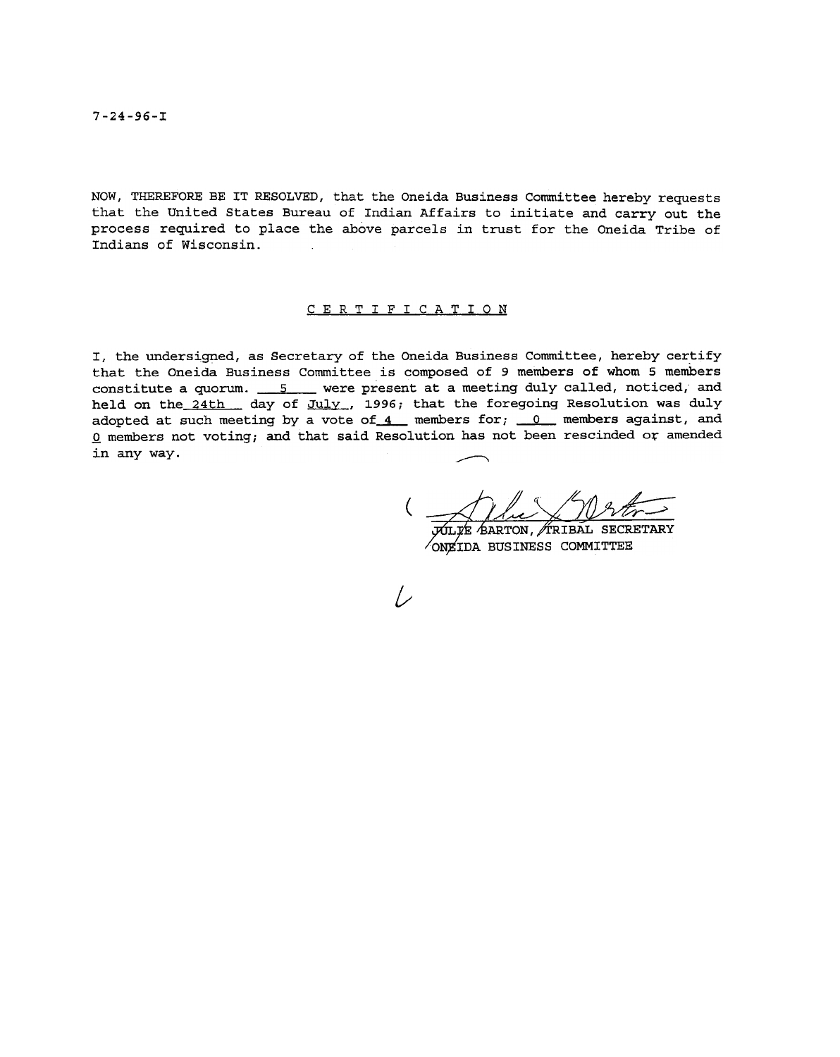7-24-96-I

NOW, THEREFORE BE IT RESOLVED, that the Oneida Business Committee hereby requests that the United States Bureau of Indian Affairs to initiate and carry out the process required to place the above parcels in trust for the Oneida Tribe of Indians of Wisconsin.

## CERTIFICATION

I, the undersigned, as Secretary of the Oneida Business Committee, hereby certify that the Oneida Business Committee is composed of 9 members of whom 5 members constitute a quorum. 5 were present at a meeting duly called, noticed, and held on the 24th day of July, 1996; that the foregoing Resolution was duly adopted at such meeting by a vote of 4 members for; 0 members against, and 0 members not voting; and that said Resolution has not been rescinded or amended in any way.

JULIE BARTON, TRIBAL SECRETARY
ONEIDA BUSINESS COMMITTEE